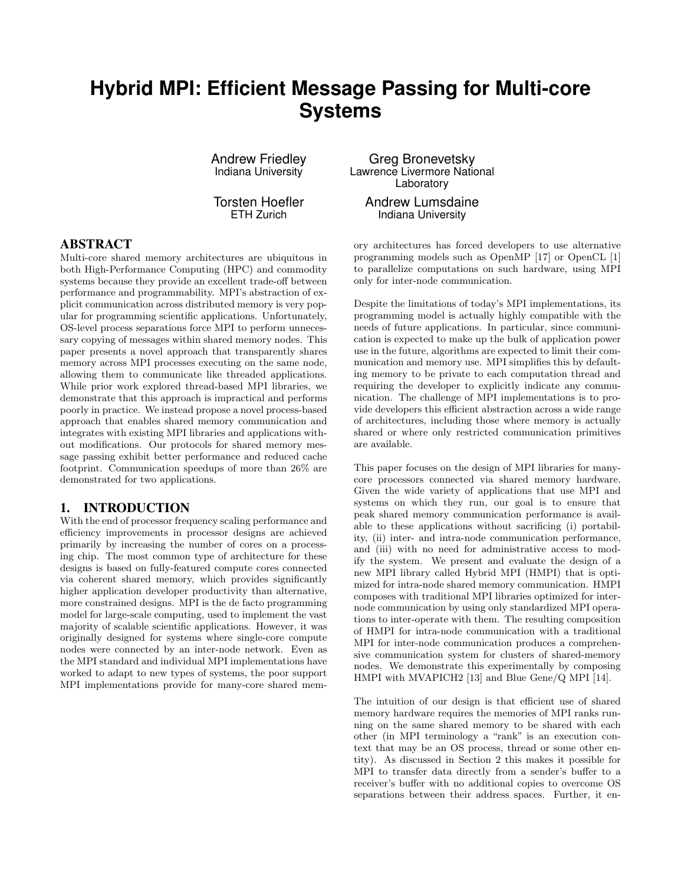# Hybrid MPI: Efficient Message Passing for Multi-core Systems

Andrew Friedley
Indiana University

Greg Bronevetsky
Lawrence Livermore National Laboratory

Torsten Hoefler
ETH Zurich

Andrew Lumsdaine
Indiana University

## ABSTRACT

Multi-core shared memory architectures are ubiquitous in both High-Performance Computing (HPC) and commodity systems because they provide an excellent trade-off between performance and programmability. MPI's abstraction of explicit communication across distributed memory is very popular for programming scientific applications. Unfortunately, OS-level process separations force MPI to perform unnecessary copying of messages within shared memory nodes. This paper presents a novel approach that transparently shares memory across MPI processes executing on the same node, allowing them to communicate like threaded applications. While prior work explored thread-based MPI libraries, we demonstrate that this approach is impractical and performs poorly in practice. We instead propose a novel process-based approach that enables shared memory communication and integrates with existing MPI libraries and applications without modifications. Our protocols for shared memory message passing exhibit better performance and reduced cache footprint. Communication speedups of more than 26% are demonstrated for two applications.

## 1. INTRODUCTION

With the end of processor frequency scaling performance and efficiency improvements in processor designs are achieved primarily by increasing the number of cores on a processing chip. The most common type of architecture for these designs is based on fully-featured compute cores connected via coherent shared memory, which provides significantly higher application developer productivity than alternative, more constrained designs. MPI is the de facto programming model for large-scale computing, used to implement the vast majority of scalable scientific applications. However, it was originally designed for systems where single-core compute nodes were connected by an inter-node network. Even as the MPI standard and individual MPI implementations have worked to adapt to new types of systems, the poor support MPI implementations provide for many-core shared memory architectures has forced developers to use alternative programming models such as OpenMP [17] or OpenCL [1] to parallelize computations on such hardware, using MPI only for inter-node communication.

Despite the limitations of today's MPI implementations, its programming model is actually highly compatible with the needs of future applications. In particular, since communication is expected to make up the bulk of application power use in the future, algorithms are expected to limit their communication and memory use. MPI simplifies this by defaulting memory to be private to each computation thread and requiring the developer to explicitly indicate any communication. The challenge of MPI implementations is to provide developers this efficient abstraction across a wide range of architectures, including those where memory is actually shared or where only restricted communication primitives are available.

This paper focuses on the design of MPI libraries for many-core processors connected via shared memory hardware. Given the wide variety of applications that use MPI and systems on which they run, our goal is to ensure that peak shared memory communication performance is available to these applications without sacrificing (i) portability, (ii) inter- and intra-node communication performance, and (iii) with no need for administrative access to modify the system. We present and evaluate the design of a new MPI library called Hybrid MPI (HMPI) that is optimized for intra-node shared memory communication. HMPI composes with traditional MPI libraries optimized for inter-node communication by using only standardized MPI operations to inter-operate with them. The resulting composition of HMPI for intra-node communication with a traditional MPI for inter-node communication produces a comprehensive communication system for clusters of shared-memory nodes. We demonstrate this experimentally by composing HMPI with MVAPICH2 [13] and Blue Gene/Q MPI [14].

The intuition of our design is that efficient use of shared memory hardware requires the memories of MPI ranks running on the same shared memory to be shared with each other (in MPI terminology a "rank" is an execution context that may be an OS process, thread or some other entity). As discussed in Section 2 this makes it possible for MPI to transfer data directly from a sender's buffer to a receiver's buffer with no additional copies to overcome OS separations between their address spaces. Further, it en-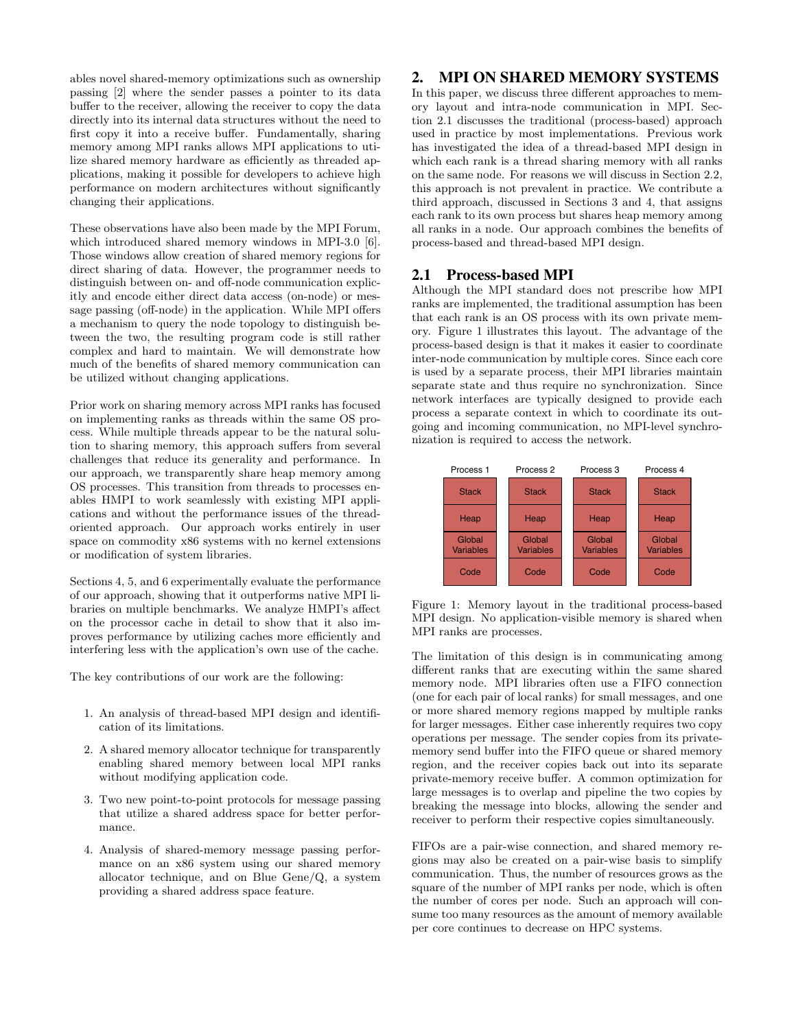ables novel shared-memory optimizations such as ownership passing [2] where the sender passes a pointer to its data buffer to the receiver, allowing the receiver to copy the data directly into its internal data structures without the need to first copy it into a receive buffer. Fundamentally, sharing memory among MPI ranks allows MPI applications to utilize shared memory hardware as efficiently as threaded applications, making it possible for developers to achieve high performance on modern architectures without significantly changing their applications.

These observations have also been made by the MPI Forum, which introduced shared memory windows in MPI-3.0 [6]. Those windows allow creation of shared memory regions for direct sharing of data. However, the programmer needs to distinguish between on- and off-node communication explicitly and encode either direct data access (on-node) or message passing (off-node) in the application. While MPI offers a mechanism to query the node topology to distinguish between the two, the resulting program code is still rather complex and hard to maintain. We will demonstrate how much of the benefits of shared memory communication can be utilized without changing applications.

Prior work on sharing memory across MPI ranks has focused on implementing ranks as threads within the same OS process. While multiple threads appear to be the natural solution to sharing memory, this approach suffers from several challenges that reduce its generality and performance. In our approach, we transparently share heap memory among OS processes. This transition from threads to processes enables HMPI to work seamlessly with existing MPI applications and without the performance issues of the thread-oriented approach. Our approach works entirely in user space on commodity x86 systems with no kernel extensions or modification of system libraries.

Sections 4, 5, and 6 experimentally evaluate the performance of our approach, showing that it outperforms native MPI libraries on multiple benchmarks. We analyze HMPI's affect on the processor cache in detail to show that it also improves performance by utilizing caches more efficiently and interfering less with the application's own use of the cache.

The key contributions of our work are the following:

1. An analysis of thread-based MPI design and identification of its limitations.
2. A shared memory allocator technique for transparently enabling shared memory between local MPI ranks without modifying application code.
3. Two new point-to-point protocols for message passing that utilize a shared address space for better performance.
4. Analysis of shared-memory message passing performance on an x86 system using our shared memory allocator technique, and on Blue Gene/Q, a system providing a shared address space feature.

## 2. MPI ON SHARED MEMORY SYSTEMS

In this paper, we discuss three different approaches to memory layout and intra-node communication in MPI. Section 2.1 discusses the traditional (process-based) approach used in practice by most implementations. Previous work has investigated the idea of a thread-based MPI design in which each rank is a thread sharing memory with all ranks on the same node. For reasons we will discuss in Section 2.2, this approach is not prevalent in practice. We contribute a third approach, discussed in Sections 3 and 4, that assigns each rank to its own process but shares heap memory among all ranks in a node. Our approach combines the benefits of process-based and thread-based MPI design.

### 2.1 Process-based MPI

Although the MPI standard does not prescribe how MPI ranks are implemented, the traditional assumption has been that each rank is an OS process with its own private memory. Figure 1 illustrates this layout. The advantage of the process-based design is that it makes it easier to coordinate inter-node communication by multiple cores. Since each core is used by a separate process, their MPI libraries maintain separate state and thus require no synchronization. Since network interfaces are typically designed to provide each process a separate context in which to coordinate its outgoing and incoming communication, no MPI-level synchronization is required to access the network.

| Process 1 | Process 2 | Process 3 | Process 4 |
|---|---|---|---|
| Stack | Stack | Stack | Stack |
| Heap | Heap | Heap | Heap |
| Global Variables | Global Variables | Global Variables | Global Variables |
| Code | Code | Code | Code |

Figure 1: Memory layout in the traditional process-based MPI design. No application-visible memory is shared when MPI ranks are processes.

The limitation of this design is in communicating among different ranks that are executing within the same shared memory node. MPI libraries often use a FIFO connection (one for each pair of local ranks) for small messages, and one or more shared memory regions mapped by multiple ranks for larger messages. Either case inherently requires two copy operations per message. The sender copies from its private-memory send buffer into the FIFO queue or shared memory region, and the receiver copies back out into its separate private-memory receive buffer. A common optimization for large messages is to overlap and pipeline the two copies by breaking the message into blocks, allowing the sender and receiver to perform their respective copies simultaneously.

FIFOs are a pair-wise connection, and shared memory regions may also be created on a pair-wise basis to simplify communication. Thus, the number of resources grows as the square of the number of MPI ranks per node, which is often the number of cores per node. Such an approach will consume too many resources as the amount of memory available per core continues to decrease on HPC systems.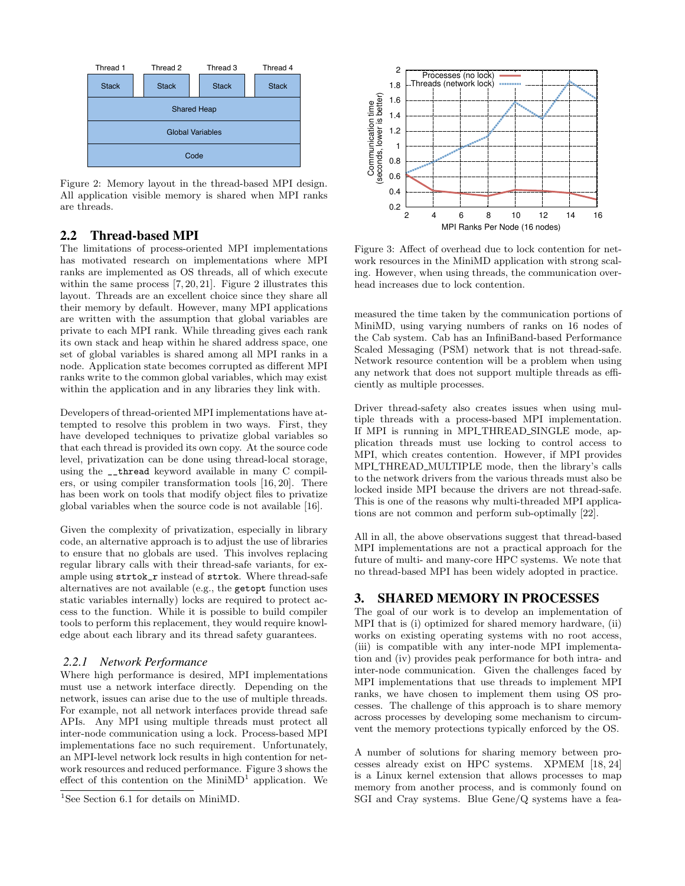Figure 2: Memory layout in the thread-based MPI design. All application visible memory is shared when MPI ranks are threads.

## 2.2 Thread-based MPI

The limitations of process-oriented MPI implementations has motivated research on implementations where MPI ranks are implemented as OS threads, all of which execute within the same process [7, 20, 21]. Figure 2 illustrates this layout. Threads are an excellent choice since they share all their memory by default. However, many MPI applications are written with the assumption that global variables are private to each MPI rank. While threading gives each rank its own stack and heap within he shared address space, one set of global variables is shared among all MPI ranks in a node. Application state becomes corrupted as different MPI ranks write to the common global variables, which may exist within the application and in any libraries they link with.

Developers of thread-oriented MPI implementations have attempted to resolve this problem in two ways. First, they have developed techniques to privatize global variables so that each thread is provided its own copy. At the source code level, privatization can be done using thread-local storage, using the `__thread` keyword available in many C compilers, or using compiler transformation tools [16, 20]. There has been work on tools that modify object files to privatize global variables when the source code is not available [16].

Given the complexity of privatization, especially in library code, an alternative approach is to adjust the use of libraries to ensure that no globals are used. This involves replacing regular library calls with their thread-safe variants, for example using `strtok_r` instead of `strtok`. Where thread-safe alternatives are not available (e.g., the `getopt` function uses static variables internally) locks are required to protect access to the function. While it is possible to build compiler tools to perform this replacement, they would require knowledge about each library and its thread safety guarantees.

### 2.2.1 Network Performance

Where high performance is desired, MPI implementations must use a network interface directly. Depending on the network, issues can arise due to the use of multiple threads. For example, not all network interfaces provide thread safe APIs. Any MPI using multiple threads must protect all inter-node communication using a lock. Process-based MPI implementations face no such requirement. Unfortunately, an MPI-level network lock results in high contention for network resources and reduced performance. Figure 3 shows the effect of this contention on the MiniMD[1] application. We measured the time taken by the communication portions of MiniMD, using varying numbers of ranks on 16 nodes of the Cab system. Cab has an InfiniBand-based Performance Scaled Messaging (PSM) network that is not thread-safe. Network resource contention will be a problem when using any network that does not support multiple threads as efficiently as multiple processes.

Figure 3: Affect of overhead due to lock contention for network resources in the MiniMD application with strong scaling. However, when using threads, the communication overhead increases due to lock contention.

Driver thread-safety also creates issues when using multiple threads with a process-based MPI implementation. If MPI is running in MPI_THREAD_SINGLE mode, application threads must use locking to control access to MPI, which creates contention. However, if MPI provides MPI_THREAD_MULTIPLE mode, then the library's calls to the network drivers from the various threads must also be locked inside MPI because the drivers are not thread-safe. This is one of the reasons why multi-threaded MPI applications are not common and perform sub-optimally [22].

All in all, the above observations suggest that thread-based MPI implementations are not a practical approach for the future of multi- and many-core HPC systems. We note that no thread-based MPI has been widely adopted in practice.

## 3. SHARED MEMORY IN PROCESSES

The goal of our work is to develop an implementation of MPI that is (i) optimized for shared memory hardware, (ii) works on existing operating systems with no root access, (iii) is compatible with any inter-node MPI implementation and (iv) provides peak performance for both intra- and inter-node communication. Given the challenges faced by MPI implementations that use threads to implement MPI ranks, we have chosen to implement them using OS processes. The challenge of this approach is to share memory across processes by developing some mechanism to circumvent the memory protections typically enforced by the OS.

A number of solutions for sharing memory between processes already exist on HPC systems. XPMEM [18, 24] is a Linux kernel extension that allows processes to map memory from another process, and is commonly found on SGI and Cray systems. Blue Gene/Q systems have a fea-

[1] See Section 6.1 for details on MiniMD.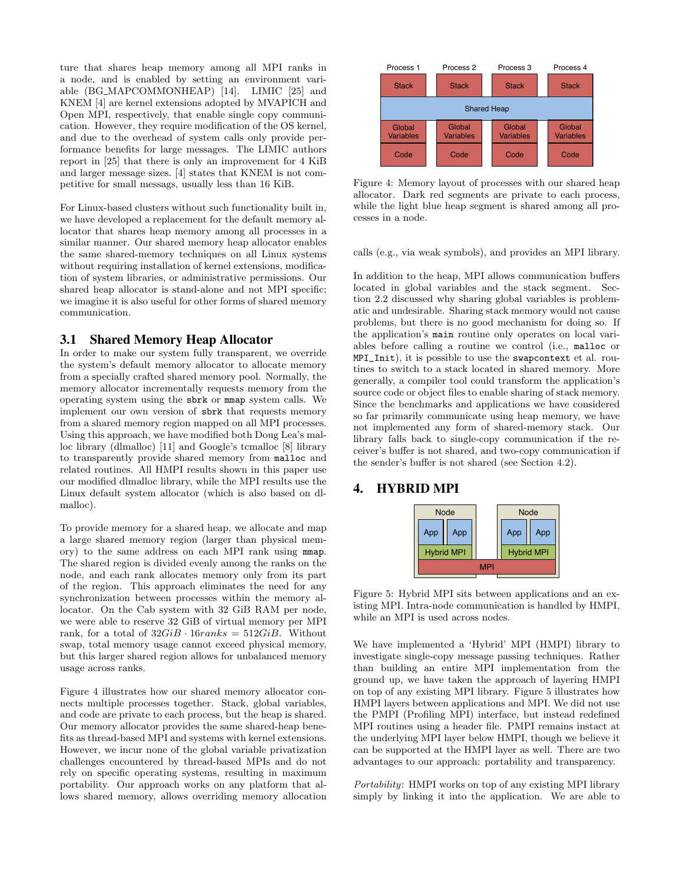ture that shares heap memory among all MPI ranks in a node, and is enabled by setting an environment variable (BG_MAPCOMMONHEAP) [14]. LIMIC [25] and KNEM [4] are kernel extensions adopted by MVAPICH and Open MPI, respectively, that enable single copy communication. However, they require modification of the OS kernel, and due to the overhead of system calls only provide performance benefits for large messages. The LIMIC authors report in [25] that there is only an improvement for 4 KiB and larger message sizes. [4] states that KNEM is not competitive for small messags, usually less than 16 KiB.

For Linux-based clusters without such functionality built in, we have developed a replacement for the default memory allocator that shares heap memory among all processes in a similar manner. Our shared memory heap allocator enables the same shared-memory techniques on all Linux systems without requiring installation of kernel extensions, modification of system libraries, or administrative permissions. Our shared heap allocator is stand-alone and not MPI specific; we imagine it is also useful for other forms of shared memory communication.

### 3.1 Shared Memory Heap Allocator

In order to make our system fully transparent, we override the system's default memory allocator to allocate memory from a specially crafted shared memory pool. Normally, the memory allocator incrementally requests memory from the operating system using the `sbrk` or `mmap` system calls. We implement our own version of `sbrk` that requests memory from a shared memory region mapped on all MPI processes. Using this approach, we have modified both Doug Lea's malloc library (dlmalloc) [11] and Google's tcmalloc [8] library to transparently provide shared memory from `malloc` and related routines. All HMPI results shown in this paper use our modified dlmalloc library, while the MPI results use the Linux default system allocator (which is also based on dlmalloc).

To provide memory for a shared heap, we allocate and map a large shared memory region (larger than physical memory) to the same address on each MPI rank using `mmap`. The shared region is divided evenly among the ranks on the node, and each rank allocates memory only from its part of the region. This approach eliminates the need for any synchronization between processes within the memory allocator. On the Cab system with 32 GiB RAM per node, we were able to reserve 32 GiB of virtual memory per MPI rank, for a total of $32GiB \cdot 16ranks = 512GiB$. Without swap, total memory usage cannot exceed physical memory, but this larger shared region allows for unbalanced memory usage across ranks.

Figure 4 illustrates how our shared memory allocator connects multiple processes together. Stack, global variables, and code are private to each process, but the heap is shared. Our memory allocator provides the same shared-heap benefits as thread-based MPI and systems with kernel extensions. However, we incur none of the global variable privatization challenges encountered by thread-based MPIs and do not rely on specific operating systems, resulting in maximum portability. Our approach works on any platform that allows shared memory, allows overriding memory allocation calls (e.g., via weak symbols), and provides an MPI library.

Figure 4: Memory layout of processes with our shared heap allocator. Dark red segments are private to each process, while the light blue heap segment is shared among all processes in a node.

In addition to the heap, MPI allows communication buffers located in global variables and the stack segment. Section 2.2 discussed why sharing global variables is problematic and undesirable. Sharing stack memory would not cause problems, but there is no good mechanism for doing so. If the application's `main` routine only operates on local variables before calling a routine we control (i.e., `malloc` or `MPI_Init`), it is possible to use the `swapcontext` et al. routines to switch to a stack located in shared memory. More generally, a compiler tool could transform the application's source code or object files to enable sharing of stack memory. Since the benchmarks and applications we have considered so far primarily communicate using heap memory, we have not implemented any form of shared-memory stack. Our library falls back to single-copy communication if the receiver's buffer is not shared, and two-copy communication if the sender's buffer is not shared (see Section 4.2).

## 4. HYBRID MPI

Figure 5: Hybrid MPI sits between applications and an existing MPI. Intra-node communication is handled by HMPI, while an MPI is used across nodes.

We have implemented a 'Hybrid' MPI (HMPI) library to investigate single-copy message passing techniques. Rather than building an entire MPI implementation from the ground up, we have taken the approach of layering HMPI on top of any existing MPI library. Figure 5 illustrates how HMPI layers between applications and MPI. We did not use the PMPI (Profiling MPI) interface, but instead redefined MPI routines using a header file. PMPI remains instact at the underlying MPI layer below HMPI, though we believe it can be supported at the HMPI layer as well. There are two advantages to our approach: portability and transparency.

*Portability*: HMPI works on top of any existing MPI library simply by linking it into the application. We are able to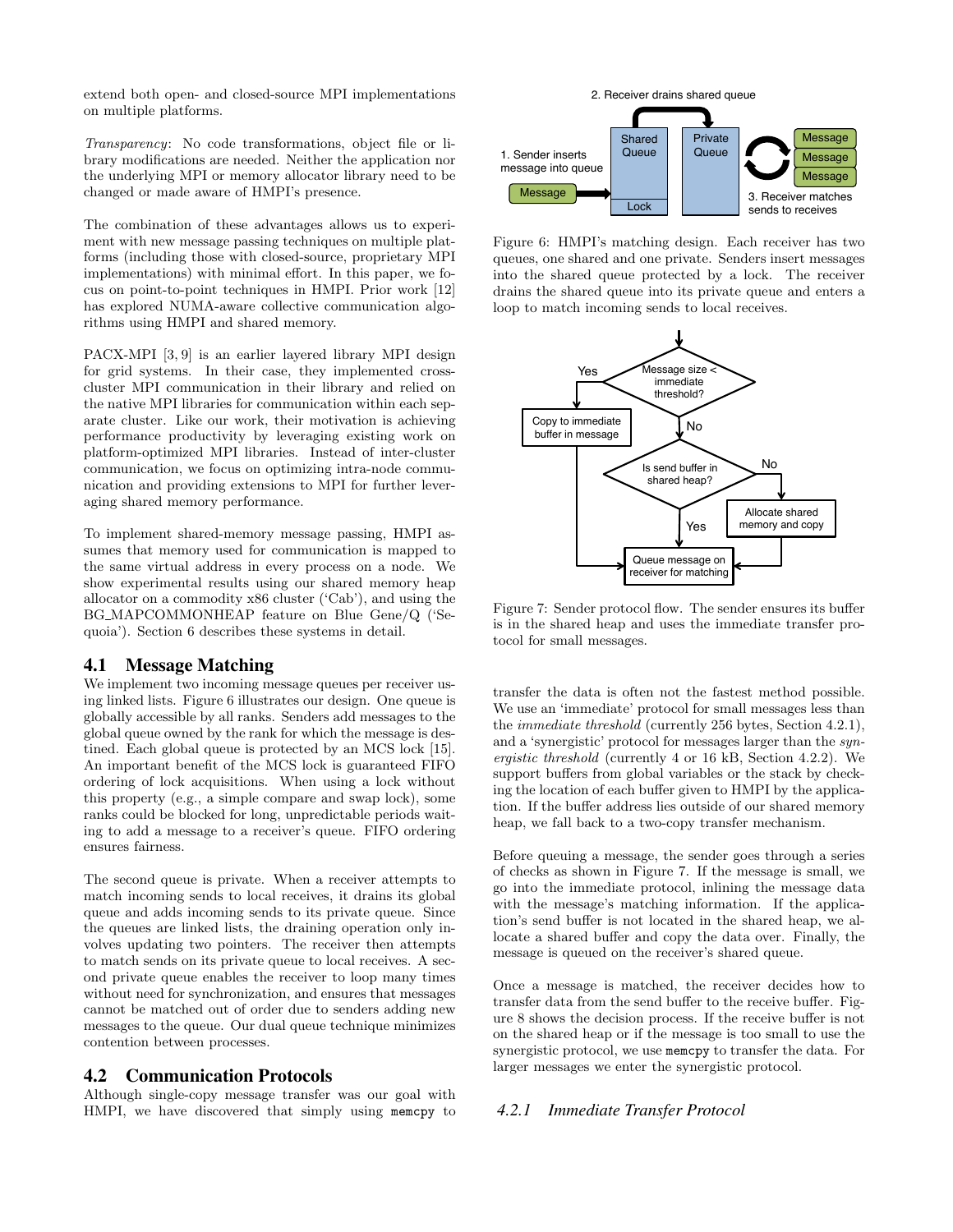extend both open- and closed-source MPI implementations on multiple platforms.

*Transparency*: No code transformations, object file or library modifications are needed. Neither the application nor the underlying MPI or memory allocator library need to be changed or made aware of HMPI's presence.

The combination of these advantages allows us to experiment with new message passing techniques on multiple platforms (including those with closed-source, proprietary MPI implementations) with minimal effort. In this paper, we focus on point-to-point techniques in HMPI. Prior work [12] has explored NUMA-aware collective communication algorithms using HMPI and shared memory.

PACX-MPI [3, 9] is an earlier layered library MPI design for grid systems. In their case, they implemented cross-cluster MPI communication in their library and relied on the native MPI libraries for communication within each separate cluster. Like our work, their motivation is achieving performance productivity by leveraging existing work on platform-optimized MPI libraries. Instead of inter-cluster communication, we focus on optimizing intra-node communication and providing extensions to MPI for further leveraging shared memory performance.

To implement shared-memory message passing, HMPI assumes that memory used for communication is mapped to the same virtual address in every process on a node. We show experimental results using our shared memory heap allocator on a commodity x86 cluster ('Cab'), and using the BG_MAPCOMMONHEAP feature on Blue Gene/Q ('Sequoia'). Section 6 describes these systems in detail.

## 4.1 Message Matching

We implement two incoming message queues per receiver using linked lists. Figure 6 illustrates our design. One queue is globally accessible by all ranks. Senders add messages to the global queue owned by the rank for which the message is destined. Each global queue is protected by an MCS lock [15]. An important benefit of the MCS lock is guaranteed FIFO ordering of lock acquisitions. When using a lock without this property (e.g., a simple compare and swap lock), some ranks could be blocked for long, unpredictable periods waiting to add a message to a receiver's queue. FIFO ordering ensures fairness.

The second queue is private. When a receiver attempts to match incoming sends to local receives, it drains its global queue and adds incoming sends to its private queue. Since the queues are linked lists, the draining operation only involves updating two pointers. The receiver then attempts to match sends on its private queue to local receives. A second private queue enables the receiver to loop many times without need for synchronization, and ensures that messages cannot be matched out of order due to senders adding new messages to the queue. Our dual queue technique minimizes contention between processes.

## 4.2 Communication Protocols

Although single-copy message transfer was our goal with HMPI, we have discovered that simply using `memcpy` to transfer the data is often not the fastest method possible. We use an 'immediate' protocol for small messages less than the *immediate threshold* (currently 256 bytes, Section 4.2.1), and a 'synergistic' protocol for messages larger than the *synergistic threshold* (currently 4 or 16 kB, Section 4.2.2). We support buffers from global variables or the stack by checking the location of each buffer given to HMPI by the application. If the buffer address lies outside of our shared memory heap, we fall back to a two-copy transfer mechanism.

Figure 6: HMPI's matching design. Each receiver has two queues, one shared and one private. Senders insert messages into the shared queue protected by a lock. The receiver drains the shared queue into its private queue and enters a loop to match incoming sends to local receives.

Figure 7: Sender protocol flow. The sender ensures its buffer is in the shared heap and uses the immediate transfer protocol for small messages.

Before queuing a message, the sender goes through a series of checks as shown in Figure 7. If the message is small, we go into the immediate protocol, inlining the message data with the message's matching information. If the application's send buffer is not located in the shared heap, we allocate a shared buffer and copy the data over. Finally, the message is queued on the receiver's shared queue.

Once a message is matched, the receiver decides how to transfer data from the send buffer to the receive buffer. Figure 8 shows the decision process. If the receive buffer is not on the shared heap or if the message is too small to use the synergistic protocol, we use `memcpy` to transfer the data. For larger messages we enter the synergistic protocol.

### 4.2.1 Immediate Transfer Protocol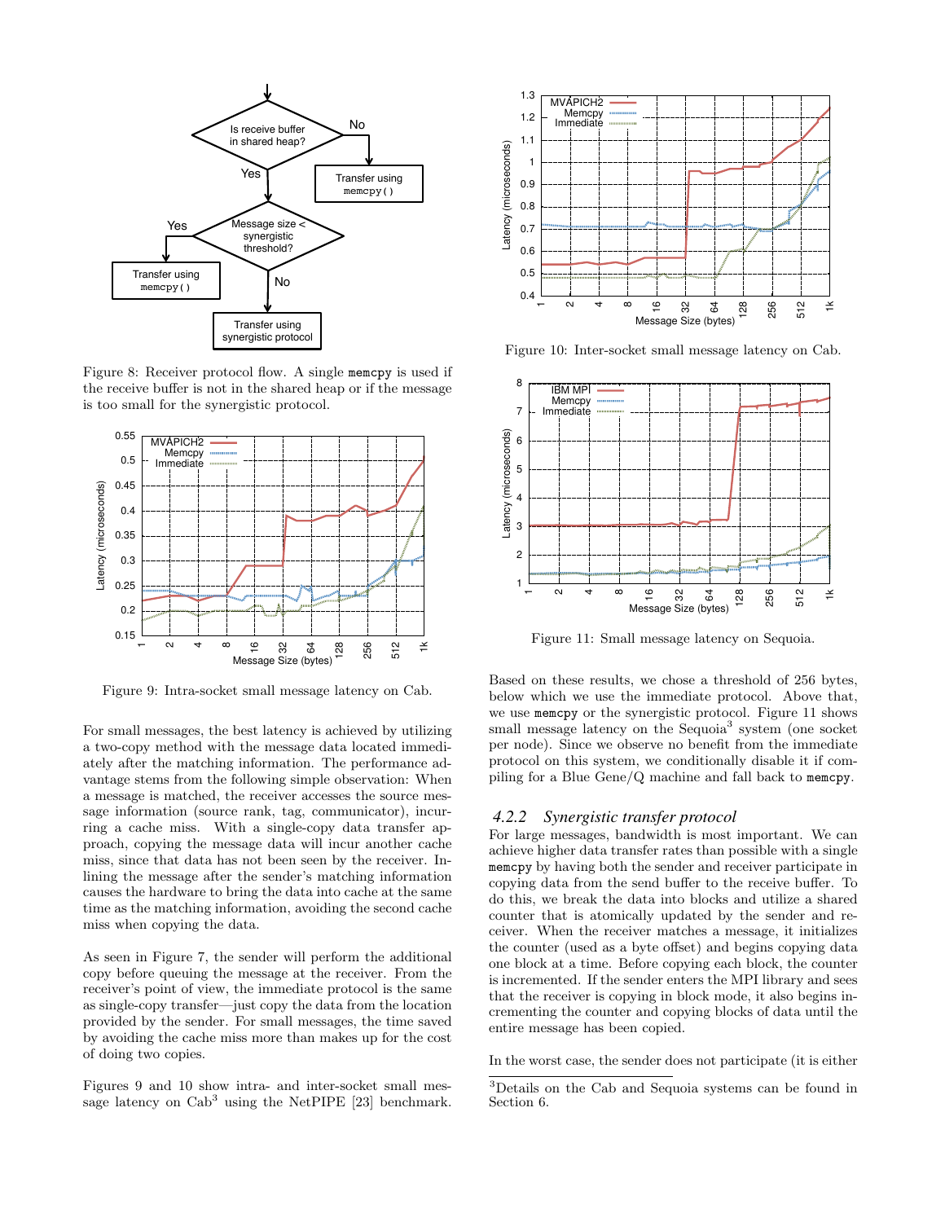Figure 8: Receiver protocol flow. A single `memcpy` is used if the receive buffer is not in the shared heap or if the message is too small for the synergistic protocol.

Figure 9: Intra-socket small message latency on Cab.

For small messages, the best latency is achieved by utilizing a two-copy method with the message data located immediately after the matching information. The performance advantage stems from the following simple observation: When a message is matched, the receiver accesses the source message information (source rank, tag, communicator), incurring a cache miss. With a single-copy data transfer approach, copying the message data will incur another cache miss, since that data has not been seen by the receiver. Inlining the message after the sender's matching information causes the hardware to bring the data into cache at the same time as the matching information, avoiding the second cache miss when copying the data.

As seen in Figure 7, the sender will perform the additional copy before queuing the message at the receiver. From the receiver's point of view, the immediate protocol is the same as single-copy transfer—just copy the data from the location provided by the sender. For small messages, the time saved by avoiding the cache miss more than makes up for the cost of doing two copies.

Figures 9 and 10 show intra- and inter-socket small message latency on Cab[3] using the NetPIPE [23] benchmark.

Figure 10: Inter-socket small message latency on Cab.

Figure 11: Small message latency on Sequoia.

Based on these results, we chose a threshold of 256 bytes, below which we use the immediate protocol. Above that, we use `memcpy` or the synergistic protocol. Figure 11 shows small message latency on the Sequoia[3] system (one socket per node). Since we observe no benefit from the immediate protocol on this system, we conditionally disable it if compiling for a Blue Gene/Q machine and fall back to `memcpy`.

### 4.2.2 *Synergistic transfer protocol*

For large messages, bandwidth is most important. We can achieve higher data transfer rates than possible with a single `memcpy` by having both the sender and receiver participate in copying data from the send buffer to the receive buffer. To do this, we break the data into blocks and utilize a shared counter that is atomically updated by the sender and receiver. When the receiver matches a message, it initializes the counter (used as a byte offset) and begins copying data one block at a time. Before copying each block, the counter is incremented. If the sender enters the MPI library and sees that the receiver is copying in block mode, it also begins incrementing the counter and copying blocks of data until the entire message has been copied.

In the worst case, the sender does not participate (it is either

[3]Details on the Cab and Sequoia systems can be found in Section 6.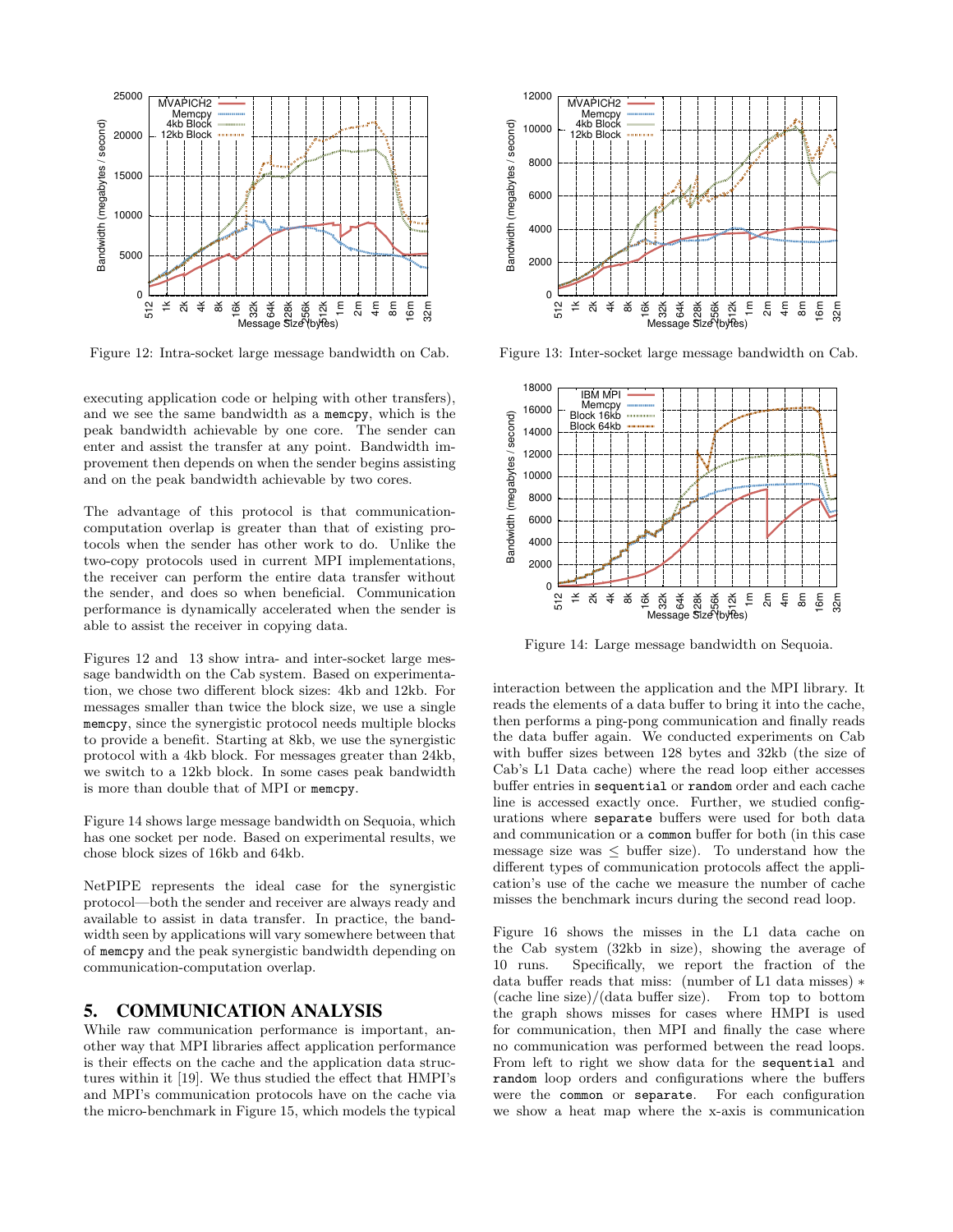Figure 12: Intra-socket large message bandwidth on Cab.

Figure 13: Inter-socket large message bandwidth on Cab.

executing application code or helping with other transfers), and we see the same bandwidth as a memcpy, which is the peak bandwidth achievable by one core. The sender can enter and assist the transfer at any point. Bandwidth improvement then depends on when the sender begins assisting and on the peak bandwidth achievable by two cores.

The advantage of this protocol is that communication-computation overlap is greater than that of existing protocols when the sender has other work to do. Unlike the two-copy protocols used in current MPI implementations, the receiver can perform the entire data transfer without the sender, and does so when beneficial. Communication performance is dynamically accelerated when the sender is able to assist the receiver in copying data.

Figures 12 and 13 show intra- and inter-socket large message bandwidth on the Cab system. Based on experimentation, we chose two different block sizes: 4kb and 12kb. For messages smaller than twice the block size, we use a single memcpy, since the synergistic protocol needs multiple blocks to provide a benefit. Starting at 8kb, we use the synergistic protocol with a 4kb block. For messages greater than 24kb, we switch to a 12kb block. In some cases peak bandwidth is more than double that of MPI or memcpy.

Figure 14 shows large message bandwidth on Sequoia, which has one socket per node. Based on experimental results, we chose block sizes of 16kb and 64kb.

NetPIPE represents the ideal case for the synergistic protocol—both the sender and receiver are always ready and available to assist in data transfer. In practice, the bandwidth seen by applications will vary somewhere between that of memcpy and the peak synergistic bandwidth depending on communication-computation overlap.

## 5. COMMUNICATION ANALYSIS

While raw communication performance is important, another way that MPI libraries affect application performance is their effects on the cache and the application data structures within it [19]. We thus studied the effect that HMPI's and MPI's communication protocols have on the cache via the micro-benchmark in Figure 15, which models the typical

Figure 14: Large message bandwidth on Sequoia.

interaction between the application and the MPI library. It reads the elements of a data buffer to bring it into the cache, then performs a ping-pong communication and finally reads the data buffer again. We conducted experiments on Cab with buffer sizes between 128 bytes and 32kb (the size of Cab's L1 Data cache) where the read loop either accesses buffer entries in sequential or random order and each cache line is accessed exactly once. Further, we studied configurations where separate buffers were used for both data and communication or a common buffer for both (in this case message size was $\leq$ buffer size). To understand how the different types of communication protocols affect the application's use of the cache we measure the number of cache misses the benchmark incurs during the second read loop.

Figure 16 shows the misses in the L1 data cache on the Cab system (32kb in size), showing the average of 10 runs. Specifically, we report the fraction of the data buffer reads that miss: (number of L1 data misses) $*$ (cache line size)/(data buffer size). From top to bottom the graph shows misses for cases where HMPI is used for communication, then MPI and finally the case where no communication was performed between the read loops. From left to right we show data for the sequential and random loop orders and configurations where the buffers were the common or separate. For each configuration we show a heat map where the x-axis is communication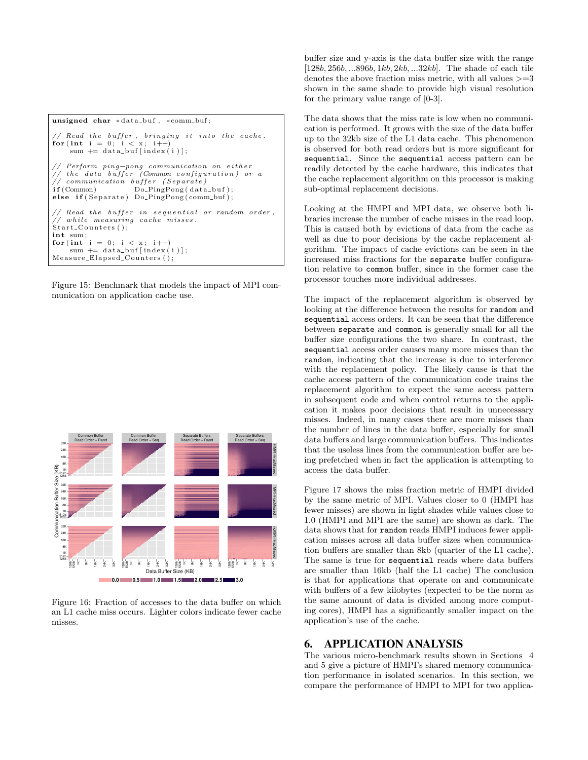```
unsigned char *data_buf, *comm_buf;

// Read the buffer, bringing it into the cache.
for(int i = 0; i < x; i++)
    sum += data_buf[index(i)];

// Perform ping-pong communication on either
// the data buffer (Common configuration) or a
// communication buffer (Separate)
if(Common)          Do_PingPong(data_buf);
else if(Separate)   Do_PingPong(comm_buf);

// Read the buffer in sequential or random order,
// while measuring cache misses.
Start_Counters();
int sum;
for(int i = 0; i < x; i++)
    sum += data_buf[index(i)];
Measure_Elapsed_Counters();
```

Figure 15: Benchmark that models the impact of MPI communication on application cache use.

Figure 16: Fraction of accesses to the data buffer on which an L1 cache miss occurs. Lighter colors indicate fewer cache misses.

buffer size and y-axis is the data buffer size with the range $[128b, 256b, ...896b, 1kb, 2kb, ...32kb]$. The shade of each tile denotes the above fraction miss metric, with all values >=3 shown in the same shade to provide high visual resolution for the primary value range of [0-3].

The data shows that the miss rate is low when no communication is performed. It grows with the size of the data buffer up to the 32kb size of the L1 data cache. This phenomenon is observed for both read orders but is more significant for `sequential`. Since the `sequential` access pattern can be readily detected by the cache hardware, this indicates that the cache replacement algorithm on this processor is making sub-optimal replacement decisions.

Looking at the HMPI and MPI data, we observe both libraries increase the number of cache misses in the read loop. This is caused both by evictions of data from the cache as well as due to poor decisions by the cache replacement algorithm. The impact of cache evictions can be seen in the increased miss fractions for the `separate` buffer configuration relative to `common` buffer, since in the former case the processor touches more individual addresses.

The impact of the replacement algorithm is observed by looking at the difference between the results for `random` and `sequential` access orders. It can be seen that the difference between `separate` and `common` is generally small for all the buffer size configurations the two share. In contrast, the `sequential` access order causes many more misses than the `random`, indicating that the increase is due to interference with the replacement policy. The likely cause is that the cache access pattern of the communication code trains the replacement algorithm to expect the same access pattern in subsequent code and when control returns to the application it makes poor decisions that result in unnecessary misses. Indeed, in many cases there are more misses than the number of lines in the data buffer, especially for small data buffers and large communication buffers. This indicates that the useless lines from the communication buffer are being prefetched when in fact the application is attempting to access the data buffer.

Figure 17 shows the miss fraction metric of HMPI divided by the same metric of MPI. Values closer to 0 (HMPI has fewer misses) are shown in light shades while values close to 1.0 (HMPI and MPI are the same) are shown as dark. The data shows that for `random` reads HMPI induces fewer application misses across all data buffer sizes when communication buffers are smaller than 8kb (quarter of the L1 cache). The same is true for `sequential` reads where data buffers are smaller than 16kb (half the L1 cache) The conclusion is that for applications that operate on and communicate with buffers of a few kilobytes (expected to be the norm as the same amount of data is divided among more computing cores), HMPI has a significantly smaller impact on the application's use of the cache.

## 6. APPLICATION ANALYSIS

The various micro-benchmark results shown in Sections 4 and 5 give a picture of HMPI's shared memory communication performance in isolated scenarios. In this section, we compare the performance of HMPI to MPI for two applica-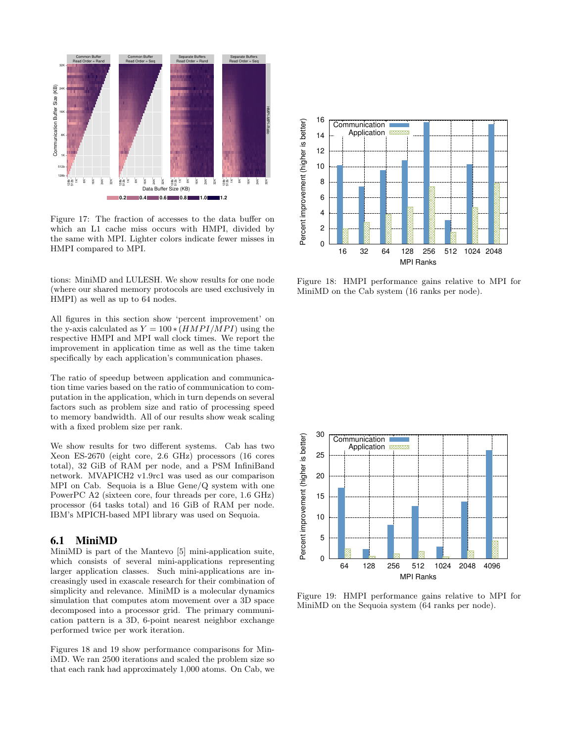Figure 17: The fraction of accesses to the data buffer on which an L1 cache miss occurs with HMPI, divided by the same with MPI. Lighter colors indicate fewer misses in HMPI compared to MPI.

tions: MiniMD and LULESH. We show results for one node (where our shared memory protocols are used exclusively in HMPI) as well as up to 64 nodes.

All figures in this section show 'percent improvement' on the y-axis calculated as $Y = 100 * (HMPI/MPI)$ using the respective HMPI and MPI wall clock times. We report the improvement in application time as well as the time taken specifically by each application's communication phases.

The ratio of speedup between application and communication time varies based on the ratio of communication to computation in the application, which in turn depends on several factors such as problem size and ratio of processing speed to memory bandwidth. All of our results show weak scaling with a fixed problem size per rank.

We show results for two different systems. Cab has two Xeon ES-2670 (eight core, 2.6 GHz) processors (16 cores total), 32 GiB of RAM per node, and a PSM InfiniBand network. MVAPICH2 v1.9rc1 was used as our comparison MPI on Cab. Sequoia is a Blue Gene/Q system with one PowerPC A2 (sixteen core, four threads per core, 1.6 GHz) processor (64 tasks total) and 16 GiB of RAM per node. IBM's MPICH-based MPI library was used on Sequoia.

## 6.1 MiniMD

MiniMD is part of the Mantevo [5] mini-application suite, which consists of several mini-applications representing larger application classes. Such mini-applications are increasingly used in exascale research for their combination of simplicity and relevance. MiniMD is a molecular dynamics simulation that computes atom movement over a 3D space decomposed into a processor grid. The primary communication pattern is a 3D, 6-point nearest neighbor exchange performed twice per work iteration.

Figures 18 and 19 show performance comparisons for MiniMD. We ran 2500 iterations and scaled the problem size so that each rank had approximately 1,000 atoms. On Cab, we

Figure 18: HMPI performance gains relative to MPI for MiniMD on the Cab system (16 ranks per node).

Figure 19: HMPI performance gains relative to MPI for MiniMD on the Sequoia system (64 ranks per node).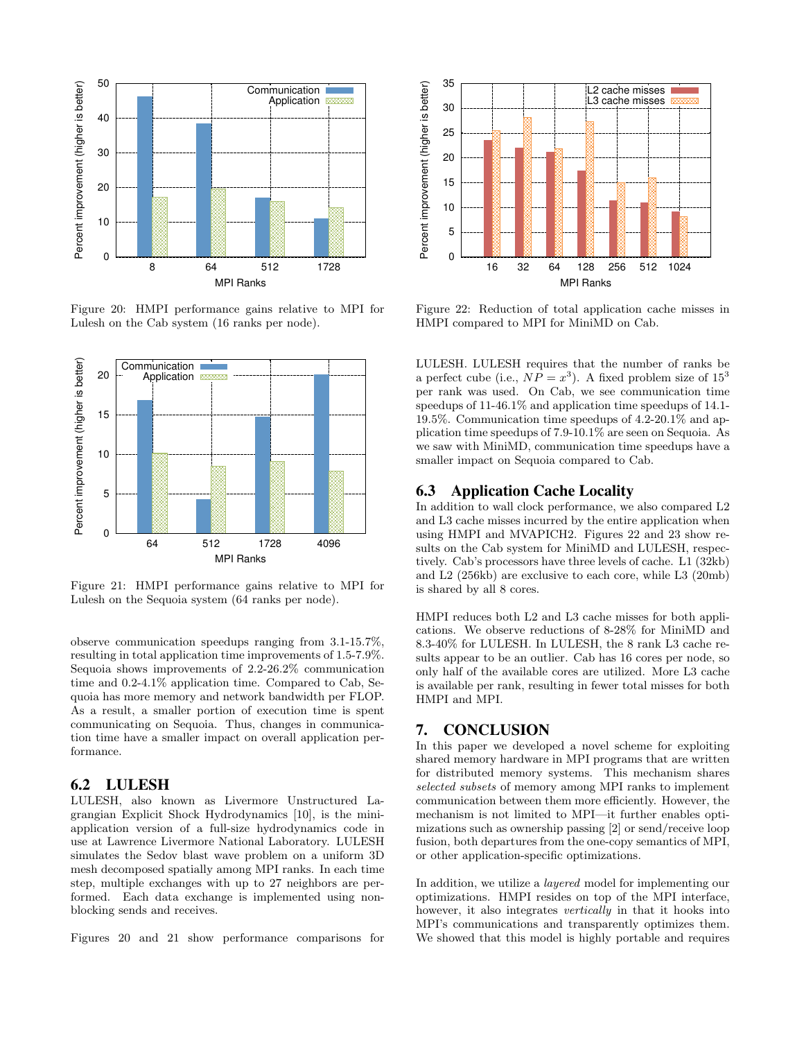Figure 20: HMPI performance gains relative to MPI for Lulesh on the Cab system (16 ranks per node).

Figure 21: HMPI performance gains relative to MPI for Lulesh on the Sequoia system (64 ranks per node).

observe communication speedups ranging from 3.1-15.7%, resulting in total application time improvements of 1.5-7.9%. Sequoia shows improvements of 2.2-26.2% communication time and 0.2-4.1% application time. Compared to Cab, Sequoia has more memory and network bandwidth per FLOP. As a result, a smaller portion of execution time is spent communicating on Sequoia. Thus, changes in communication time have a smaller impact on overall application performance.

## 6.2 LULESH

LULESH, also known as Livermore Unstructured Lagrangian Explicit Shock Hydrodynamics [10], is the mini-application version of a full-size hydrodynamics code in use at Lawrence Livermore National Laboratory. LULESH simulates the Sedov blast wave problem on a uniform 3D mesh decomposed spatially among MPI ranks. In each time step, multiple exchanges with up to 27 neighbors are performed. Each data exchange is implemented using non-blocking sends and receives.

Figures 20 and 21 show performance comparisons for LULESH. LULESH requires that the number of ranks be a perfect cube (i.e., $NP = x^3$). A fixed problem size of $15^3$ per rank was used. On Cab, we see communication time speedups of 11-46.1% and application time speedups of 14.1-19.5%. Communication time speedups of 4.2-20.1% and application time speedups of 7.9-10.1% are seen on Sequoia. As we saw with MiniMD, communication time speedups have a smaller impact on Sequoia compared to Cab.

Figure 22: Reduction of total application cache misses in HMPI compared to MPI for MiniMD on Cab.

## 6.3 Application Cache Locality

In addition to wall clock performance, we also compared L2 and L3 cache misses incurred by the entire application when using HMPI and MVAPICH2. Figures 22 and 23 show results on the Cab system for MiniMD and LULESH, respectively. Cab's processors have three levels of cache. L1 (32kb) and L2 (256kb) are exclusive to each core, while L3 (20mb) is shared by all 8 cores.

HMPI reduces both L2 and L3 cache misses for both applications. We observe reductions of 8-28% for MiniMD and 8.3-40% for LULESH. In LULESH, the 8 rank L3 cache results appear to be an outlier. Cab has 16 cores per node, so only half of the available cores are utilized. More L3 cache is available per rank, resulting in fewer total misses for both HMPI and MPI.

# 7. CONCLUSION

In this paper we developed a novel scheme for exploiting shared memory hardware in MPI programs that are written for distributed memory systems. This mechanism shares *selected subsets* of memory among MPI ranks to implement communication between them more efficiently. However, the mechanism is not limited to MPI—it further enables optimizations such as ownership passing [2] or send/receive loop fusion, both departures from the one-copy semantics of MPI, or other application-specific optimizations.

In addition, we utilize a *layered* model for implementing our optimizations. HMPI resides on top of the MPI interface, however, it also integrates *vertically* in that it hooks into MPI's communications and transparently optimizes them. We showed that this model is highly portable and requires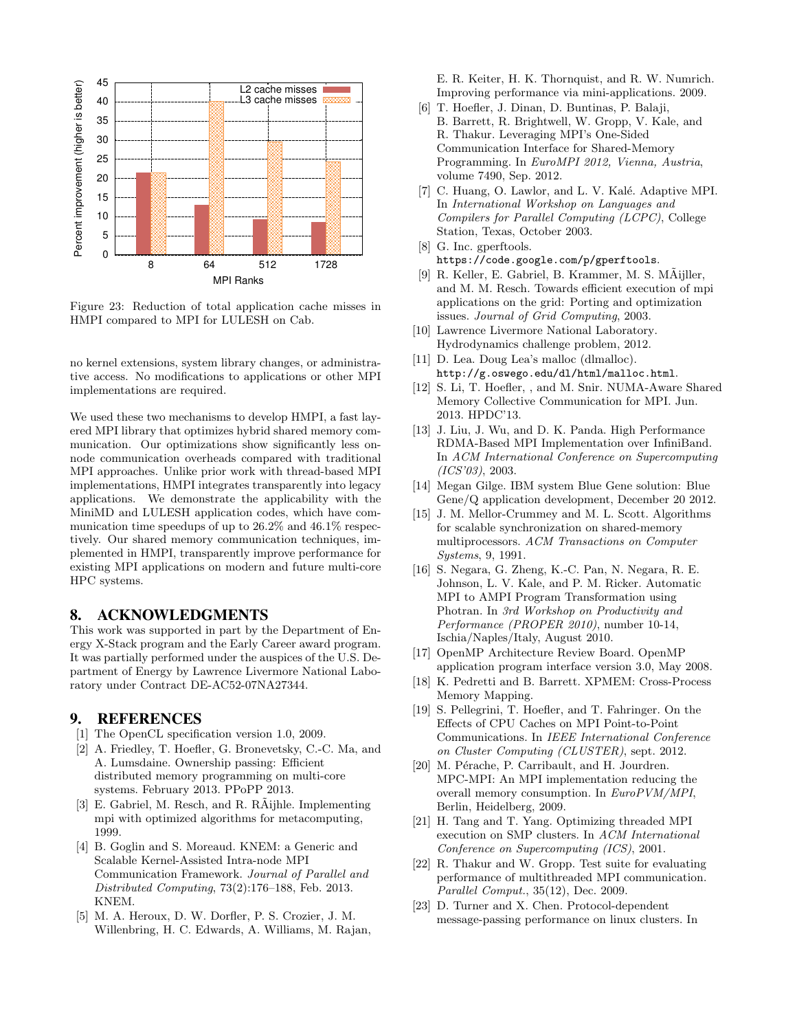Figure 23: Reduction of total application cache misses in HMPI compared to MPI for LULESH on Cab.

no kernel extensions, system library changes, or administrative access. No modifications to applications or other MPI implementations are required.

We used these two mechanisms to develop HMPI, a fast layered MPI library that optimizes hybrid shared memory communication. Our optimizations show significantly less on-node communication overheads compared with traditional MPI approaches. Unlike prior work with thread-based MPI implementations, HMPI integrates transparently into legacy applications. We demonstrate the applicability with the MiniMD and LULESH application codes, which have communication time speedups of up to 26.2% and 46.1% respectively. Our shared memory communication techniques, implemented in HMPI, transparently improve performance for existing MPI applications on modern and future multi-core HPC systems.

## 8. ACKNOWLEDGMENTS

This work was supported in part by the Department of Energy X-Stack program and the Early Career award program. It was partially performed under the auspices of the U.S. Department of Energy by Lawrence Livermore National Laboratory under Contract DE-AC52-07NA27344.

## 9. REFERENCES

[1] The OpenCL specification version 1.0, 2009.

[2] A. Friedley, T. Hoefler, G. Bronevetsky, C.-C. Ma, and A. Lumsdaine. Ownership passing: Efficient distributed memory programming on multi-core systems. February 2013. PPoPP 2013.

[3] E. Gabriel, M. Resch, and R. RÃijhle. Implementing mpi with optimized algorithms for metacomputing, 1999.

[4] B. Goglin and S. Moreaud. KNEM: a Generic and Scalable Kernel-Assisted Intra-node MPI Communication Framework. *Journal of Parallel and Distributed Computing*, 73(2):176–188, Feb. 2013. KNEM.

[5] M. A. Heroux, D. W. Dorfler, P. S. Crozier, J. M. Willenbring, H. C. Edwards, A. Williams, M. Rajan, E. R. Keiter, H. K. Thornquist, and R. W. Numrich. Improving performance via mini-applications. 2009.

[6] T. Hoefler, J. Dinan, D. Buntinas, P. Balaji, B. Barrett, R. Brightwell, W. Gropp, V. Kale, and R. Thakur. Leveraging MPI's One-Sided Communication Interface for Shared-Memory Programming. In *EuroMPI 2012, Vienna, Austria*, volume 7490, Sep. 2012.

[7] C. Huang, O. Lawlor, and L. V. Kalé. Adaptive MPI. In *International Workshop on Languages and Compilers for Parallel Computing (LCPC)*, College Station, Texas, October 2003.

[8] G. Inc. gperftools. https://code.google.com/p/gperftools.

[9] R. Keller, E. Gabriel, B. Krammer, M. S. MÃijller, and M. M. Resch. Towards efficient execution of mpi applications on the grid: Porting and optimization issues. *Journal of Grid Computing*, 2003.

[10] Lawrence Livermore National Laboratory. Hydrodynamics challenge problem, 2012.

[11] D. Lea. Doug Lea's malloc (dlmalloc). http://g.oswego.edu/dl/html/malloc.html.

[12] S. Li, T. Hoefler, , and M. Snir. NUMA-Aware Shared Memory Collective Communication for MPI. Jun. 2013. HPDC'13.

[13] J. Liu, J. Wu, and D. K. Panda. High Performance RDMA-Based MPI Implementation over InfiniBand. In *ACM International Conference on Supercomputing (ICS'03)*, 2003.

[14] Megan Gilge. IBM system Blue Gene solution: Blue Gene/Q application development, December 20 2012.

[15] J. M. Mellor-Crummey and M. L. Scott. Algorithms for scalable synchronization on shared-memory multiprocessors. *ACM Transactions on Computer Systems*, 9, 1991.

[16] S. Negara, G. Zheng, K.-C. Pan, N. Negara, R. E. Johnson, L. V. Kale, and P. M. Ricker. Automatic MPI to AMPI Program Transformation using Photran. In *3rd Workshop on Productivity and Performance (PROPER 2010)*, number 10-14, Ischia/Naples/Italy, August 2010.

[17] OpenMP Architecture Review Board. OpenMP application program interface version 3.0, May 2008.

[18] K. Pedretti and B. Barrett. XPMEM: Cross-Process Memory Mapping.

[19] S. Pellegrini, T. Hoefler, and T. Fahringer. On the Effects of CPU Caches on MPI Point-to-Point Communications. In *IEEE International Conference on Cluster Computing (CLUSTER)*, sept. 2012.

[20] M. Pérache, P. Carribault, and H. Jourdren. MPC-MPI: An MPI implementation reducing the overall memory consumption. In *EuroPVM/MPI*, Berlin, Heidelberg, 2009.

[21] H. Tang and T. Yang. Optimizing threaded MPI execution on SMP clusters. In *ACM International Conference on Supercomputing (ICS)*, 2001.

[22] R. Thakur and W. Gropp. Test suite for evaluating performance of multithreaded MPI communication. *Parallel Comput.*, 35(12), Dec. 2009.

[23] D. Turner and X. Chen. Protocol-dependent message-passing performance on linux clusters. In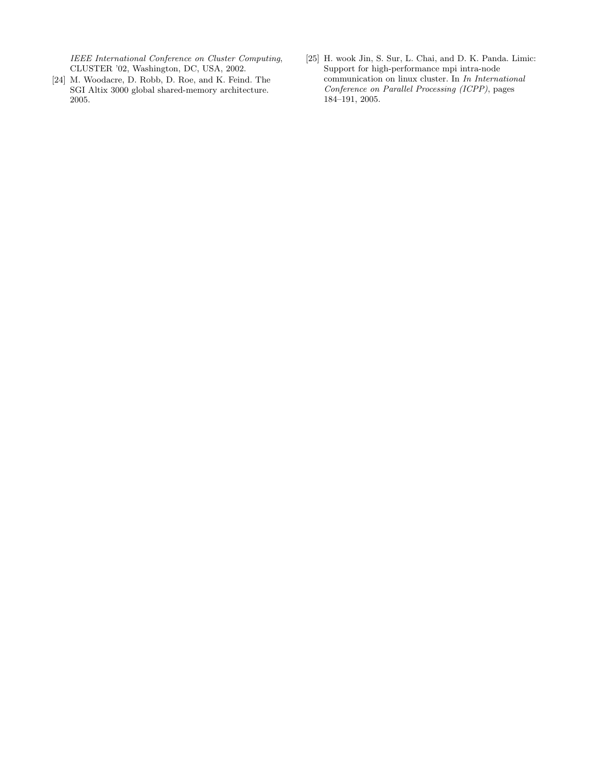*IEEE International Conference on Cluster Computing*, CLUSTER '02, Washington, DC, USA, 2002.

[24] M. Woodacre, D. Robb, D. Roe, and K. Feind. The SGI Altix 3000 global shared-memory architecture. 2005.

[25] H. wook Jin, S. Sur, L. Chai, and D. K. Panda. Limic: Support for high-performance mpi intra-node communication on linux cluster. In *In International Conference on Parallel Processing (ICPP)*, pages 184–191, 2005.